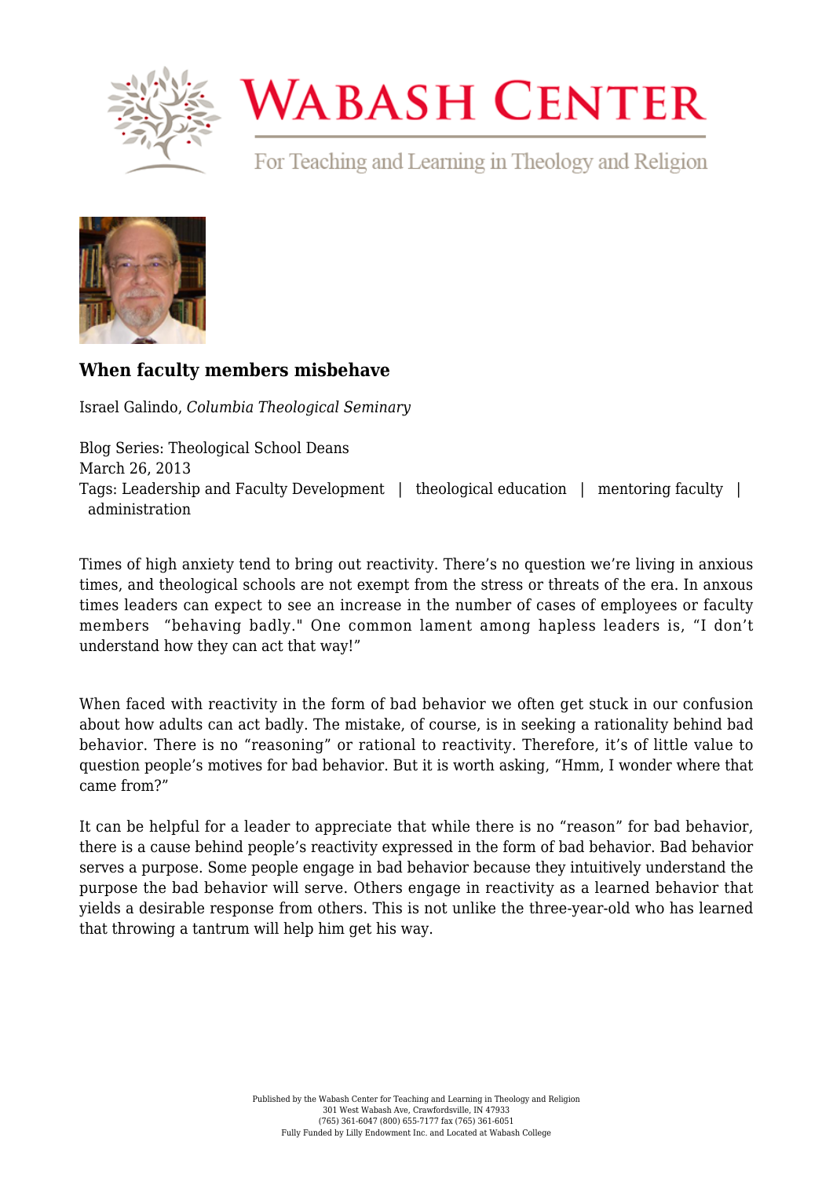# Wabash Center

For Teaching and Learning in Theology and Religion

### When faculty members misbehave

Israel Galindo, *Columbia Theological Seminary*

Blog Series: Theological School Deans
March 26, 2013
Tags: Leadership and Faculty Development | theological education | mentoring faculty | administration

Times of high anxiety tend to bring out reactivity. There's no question we're living in anxious times, and theological schools are not exempt from the stress or threats of the era. In anxous times leaders can expect to see an increase in the number of cases of employees or faculty members "behaving badly." One common lament among hapless leaders is, "I don't understand how they can act that way!"

When faced with reactivity in the form of bad behavior we often get stuck in our confusion about how adults can act badly. The mistake, of course, is in seeking a rationality behind bad behavior. There is no "reasoning" or rational to reactivity. Therefore, it's of little value to question people's motives for bad behavior. But it is worth asking, "Hmm, I wonder where that came from?"

It can be helpful for a leader to appreciate that while there is no "reason" for bad behavior, there is a cause behind people's reactivity expressed in the form of bad behavior. Bad behavior serves a purpose. Some people engage in bad behavior because they intuitively understand the purpose the bad behavior will serve. Others engage in reactivity as a learned behavior that yields a desirable response from others. This is not unlike the three-year-old who has learned that throwing a tantrum will help him get his way.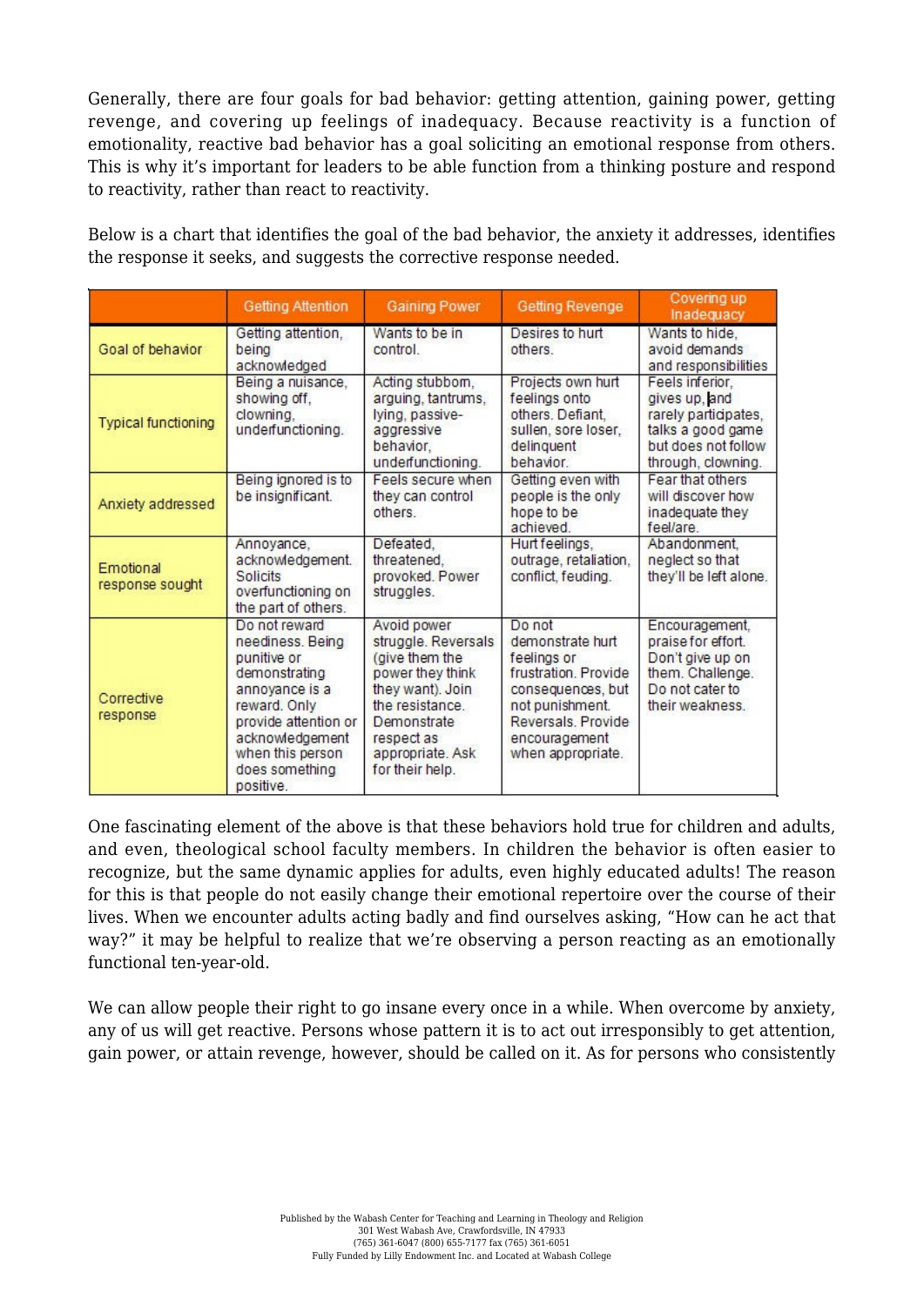Generally, there are four goals for bad behavior: getting attention, gaining power, getting revenge, and covering up feelings of inadequacy. Because reactivity is a function of emotionality, reactive bad behavior has a goal soliciting an emotional response from others. This is why it's important for leaders to be able function from a thinking posture and respond to reactivity, rather than react to reactivity.

Below is a chart that identifies the goal of the bad behavior, the anxiety it addresses, identifies the response it seeks, and suggests the corrective response needed.

| | Getting Attention | Gaining Power | Getting Revenge | Covering up Inadequacy |
|---|---|---|---|---|
| Goal of behavior | Getting attention, being acknowledged | Wants to be in control. | Desires to hurt others. | Wants to hide, avoid demands and responsibilities |
| Typical functioning | Being a nuisance, showing off, clowning, underfunctioning. | Acting stubborn, arguing, tantrums, lying, passive-aggressive behavior, underfunctioning. | Projects own hurt feelings onto others. Defiant, sullen, sore loser, delinquent behavior. | Feels inferior, gives up, and rarely participates, talks a good game but does not follow through, clowning. |
| Anxiety addressed | Being ignored is to be insignificant. | Feels secure when they can control others. | Getting even with people is the only hope to be achieved. | Fear that others will discover how inadequate they feel/are. |
| Emotional response sought | Annoyance, acknowledgement. Solicits overfunctioning on the part of others. | Defeated, threatened, provoked. Power struggles. | Hurt feelings, outrage, retaliation, conflict, feuding. | Abandonment, neglect so that they'll be left alone. |
| Corrective response | Do not reward neediness. Being punitive or demonstrating annoyance is a reward. Only provide attention or acknowledgement when this person does something positive. | Avoid power struggle. Reversals (give them the power they think they want). Join the resistance. Demonstrate respect as appropriate. Ask for their help. | Do not demonstrate hurt feelings or frustration. Provide consequences, but not punishment. Reversals. Provide encouragement when appropriate. | Encouragement, praise for effort. Don't give up on them. Challenge. Do not cater to their weakness. |

One fascinating element of the above is that these behaviors hold true for children and adults, and even, theological school faculty members. In children the behavior is often easier to recognize, but the same dynamic applies for adults, even highly educated adults! The reason for this is that people do not easily change their emotional repertoire over the course of their lives. When we encounter adults acting badly and find ourselves asking, "How can he act that way?" it may be helpful to realize that we're observing a person reacting as an emotionally functional ten-year-old.

We can allow people their right to go insane every once in a while. When overcome by anxiety, any of us will get reactive. Persons whose pattern it is to act out irresponsibly to get attention, gain power, or attain revenge, however, should be called on it. As for persons who consistently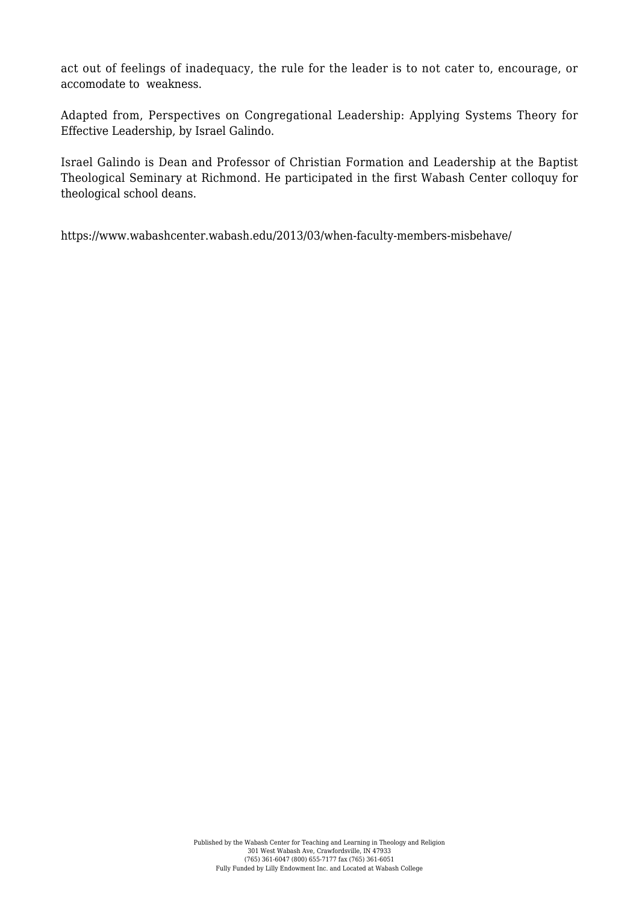act out of feelings of inadequacy, the rule for the leader is to not cater to, encourage, or accomodate to weakness.

Adapted from, Perspectives on Congregational Leadership: Applying Systems Theory for Effective Leadership, by Israel Galindo.

Israel Galindo is Dean and Professor of Christian Formation and Leadership at the Baptist Theological Seminary at Richmond. He participated in the first Wabash Center colloquy for theological school deans.

https://www.wabashcenter.wabash.edu/2013/03/when-faculty-members-misbehave/